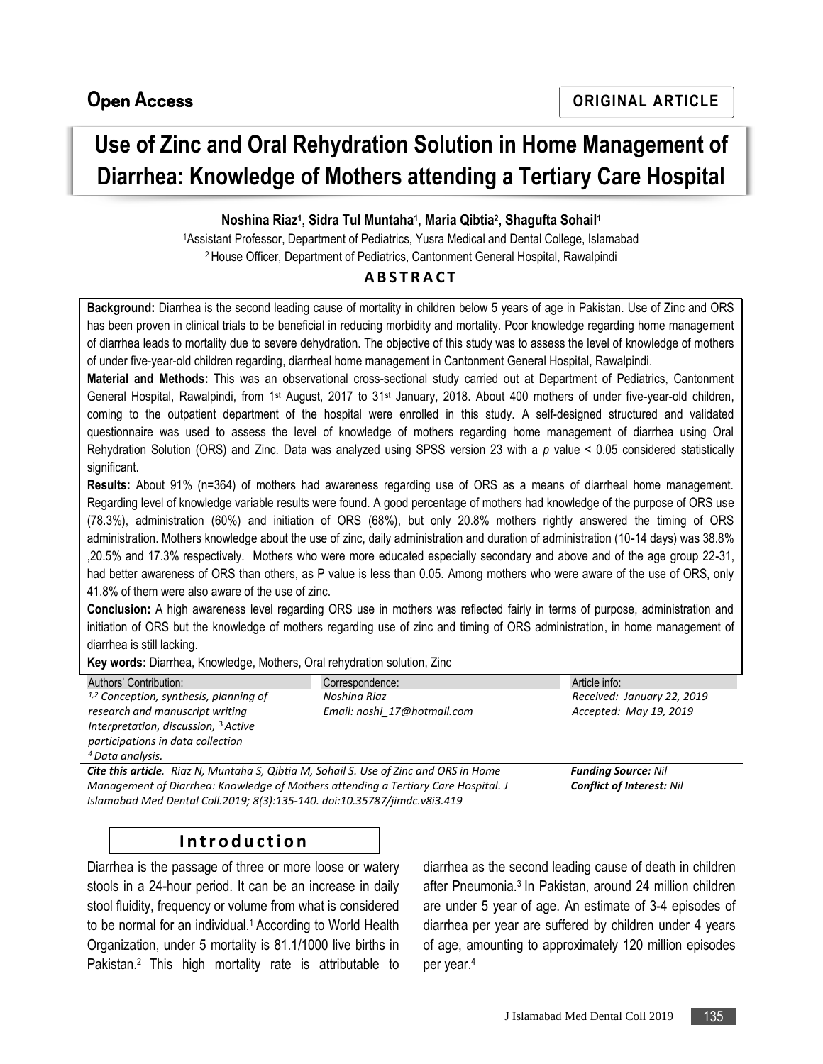Open Access

ORIGINAL ARTICLE

# Use of Zinc and Oral Rehydration Solution in Home Management of Diarrhea: Knowledge of Mothers attending a Tertiary Care Hospital

**Noshina Riaz[1], Sidra Tul Muntaha[1], Maria Qibtia[2], Shagufta Sohail[1]**

[1]Assistant Professor, Department of Pediatrics, Yusra Medical and Dental College, Islamabad

[2] House Officer, Department of Pediatrics, Cantonment General Hospital, Rawalpindi

## ABSTRACT

**Background:** Diarrhea is the second leading cause of mortality in children below 5 years of age in Pakistan. Use of Zinc and ORS has been proven in clinical trials to be beneficial in reducing morbidity and mortality. Poor knowledge regarding home management of diarrhea leads to mortality due to severe dehydration. The objective of this study was to assess the level of knowledge of mothers of under five-year-old children regarding, diarrheal home management in Cantonment General Hospital, Rawalpindi.

**Material and Methods:** This was an observational cross-sectional study carried out at Department of Pediatrics, Cantonment General Hospital, Rawalpindi, from 1st August, 2017 to 31st January, 2018. About 400 mothers of under five-year-old children, coming to the outpatient department of the hospital were enrolled in this study. A self-designed structured and validated questionnaire was used to assess the level of knowledge of mothers regarding home management of diarrhea using Oral Rehydration Solution (ORS) and Zinc. Data was analyzed using SPSS version 23 with a $p$ value $< 0.05$ considered statistically significant.

**Results:** About 91% (n=364) of mothers had awareness regarding use of ORS as a means of diarrheal home management. Regarding level of knowledge variable results were found. A good percentage of mothers had knowledge of the purpose of ORS use (78.3%), administration (60%) and initiation of ORS (68%), but only 20.8% mothers rightly answered the timing of ORS administration. Mothers knowledge about the use of zinc, daily administration and duration of administration (10-14 days) was 38.8% ,20.5% and 17.3% respectively. Mothers who were more educated especially secondary and above and of the age group 22-31, had better awareness of ORS than others, as P value is less than 0.05. Among mothers who were aware of the use of ORS, only 41.8% of them were also aware of the use of zinc.

**Conclusion:** A high awareness level regarding ORS use in mothers was reflected fairly in terms of purpose, administration and initiation of ORS but the knowledge of mothers regarding use of zinc and timing of ORS administration, in home management of diarrhea is still lacking.

**Key words:** Diarrhea, Knowledge, Mothers, Oral rehydration solution, Zinc

| Authors' Contribution: | Correspondence: | Article info: |
|---|---|---|
| *[1,2] Conception, synthesis, planning of research and manuscript writing Interpretation, discussion, [3] Active participations in data collection [4] Data analysis.* | *Noshina Riaz Email: noshi_17@hotmail.com* | *Received: January 22, 2019 Accepted: May 19, 2019* |

***Cite this article**. Riaz N, Muntaha S, Qibtia M, Sohail S. Use of Zinc and ORS in Home Management of Diarrhea: Knowledge of Mothers attending a Tertiary Care Hospital. J Islamabad Med Dental Coll.2019; 8(3):135-140. doi:10.35787/jimdc.v8i3.419*

***Funding Source:** Nil*
***Conflict of Interest:** Nil*

## Introduction

Diarrhea is the passage of three or more loose or watery stools in a 24-hour period. It can be an increase in daily stool fluidity, frequency or volume from what is considered to be normal for an individual.[1] According to World Health Organization, under 5 mortality is 81.1/1000 live births in Pakistan.[2] This high mortality rate is attributable to diarrhea as the second leading cause of death in children after Pneumonia.[3] In Pakistan, around 24 million children are under 5 year of age. An estimate of 3-4 episodes of diarrhea per year are suffered by children under 4 years of age, amounting to approximately 120 million episodes per year.[4]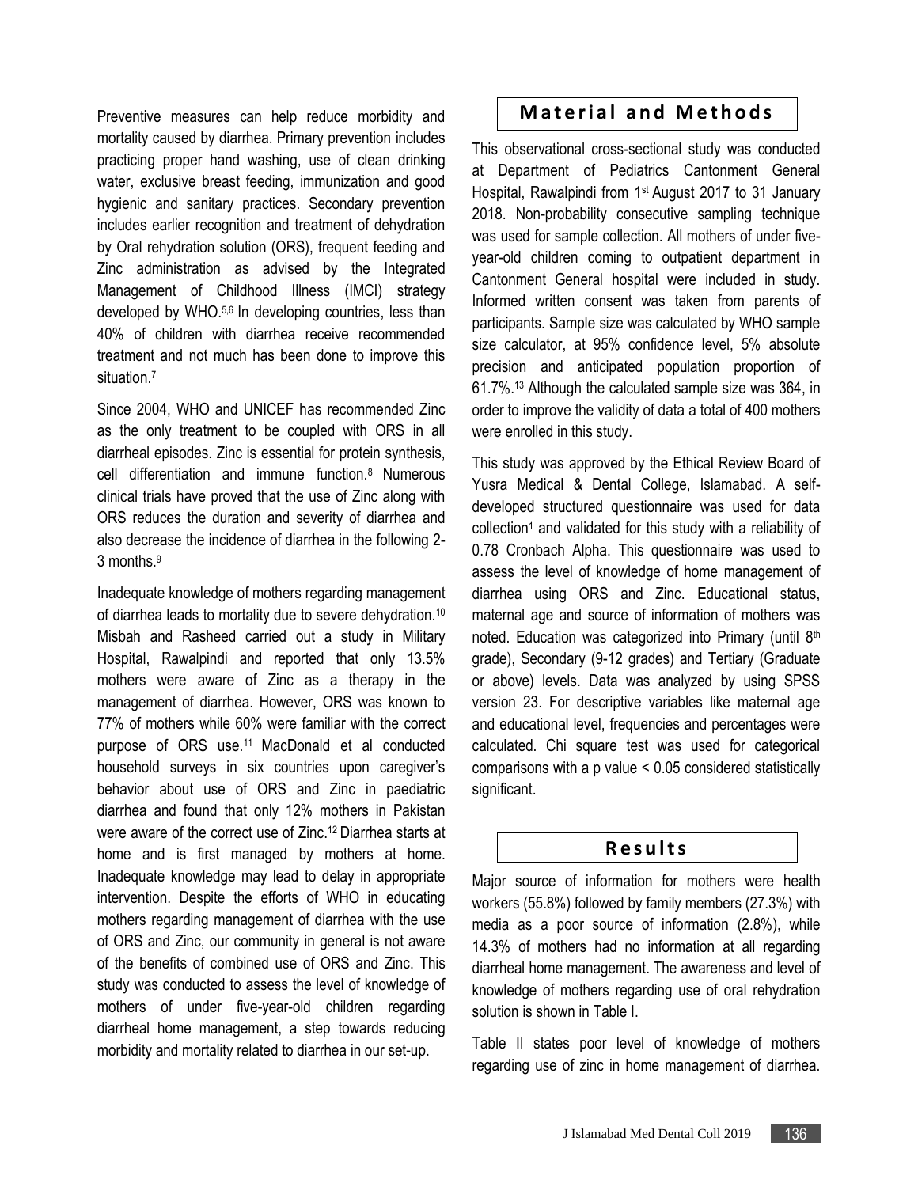Preventive measures can help reduce morbidity and mortality caused by diarrhea. Primary prevention includes practicing proper hand washing, use of clean drinking water, exclusive breast feeding, immunization and good hygienic and sanitary practices. Secondary prevention includes earlier recognition and treatment of dehydration by Oral rehydration solution (ORS), frequent feeding and Zinc administration as advised by the Integrated Management of Childhood Illness (IMCI) strategy developed by WHO.[5,6] In developing countries, less than 40% of children with diarrhea receive recommended treatment and not much has been done to improve this situation.[7]

Since 2004, WHO and UNICEF has recommended Zinc as the only treatment to be coupled with ORS in all diarrheal episodes. Zinc is essential for protein synthesis, cell differentiation and immune function.[8] Numerous clinical trials have proved that the use of Zinc along with ORS reduces the duration and severity of diarrhea and also decrease the incidence of diarrhea in the following 2-3 months.[9]

Inadequate knowledge of mothers regarding management of diarrhea leads to mortality due to severe dehydration.[10] Misbah and Rasheed carried out a study in Military Hospital, Rawalpindi and reported that only 13.5% mothers were aware of Zinc as a therapy in the management of diarrhea. However, ORS was known to 77% of mothers while 60% were familiar with the correct purpose of ORS use.[11] MacDonald et al conducted household surveys in six countries upon caregiver's behavior about use of ORS and Zinc in paediatric diarrhea and found that only 12% mothers in Pakistan were aware of the correct use of Zinc.[12] Diarrhea starts at home and is first managed by mothers at home. Inadequate knowledge may lead to delay in appropriate intervention. Despite the efforts of WHO in educating mothers regarding management of diarrhea with the use of ORS and Zinc, our community in general is not aware of the benefits of combined use of ORS and Zinc. This study was conducted to assess the level of knowledge of mothers of under five-year-old children regarding diarrheal home management, a step towards reducing morbidity and mortality related to diarrhea in our set-up.

## Material and Methods

This observational cross-sectional study was conducted at Department of Pediatrics Cantonment General Hospital, Rawalpindi from 1st August 2017 to 31 January 2018. Non-probability consecutive sampling technique was used for sample collection. All mothers of under five-year-old children coming to outpatient department in Cantonment General hospital were included in study. Informed written consent was taken from parents of participants. Sample size was calculated by WHO sample size calculator, at 95% confidence level, 5% absolute precision and anticipated population proportion of 61.7%.[13] Although the calculated sample size was 364, in order to improve the validity of data a total of 400 mothers were enrolled in this study.

This study was approved by the Ethical Review Board of Yusra Medical & Dental College, Islamabad. A self-developed structured questionnaire was used for data collection[1] and validated for this study with a reliability of 0.78 Cronbach Alpha. This questionnaire was used to assess the level of knowledge of home management of diarrhea using ORS and Zinc. Educational status, maternal age and source of information of mothers was noted. Education was categorized into Primary (until 8th grade), Secondary (9-12 grades) and Tertiary (Graduate or above) levels. Data was analyzed by using SPSS version 23. For descriptive variables like maternal age and educational level, frequencies and percentages were calculated. Chi square test was used for categorical comparisons with a p value $< 0.05$ considered statistically significant.

## Results

Major source of information for mothers were health workers (55.8%) followed by family members (27.3%) with media as a poor source of information (2.8%), while 14.3% of mothers had no information at all regarding diarrheal home management. The awareness and level of knowledge of mothers regarding use of oral rehydration solution is shown in Table I.

Table II states poor level of knowledge of mothers regarding use of zinc in home management of diarrhea.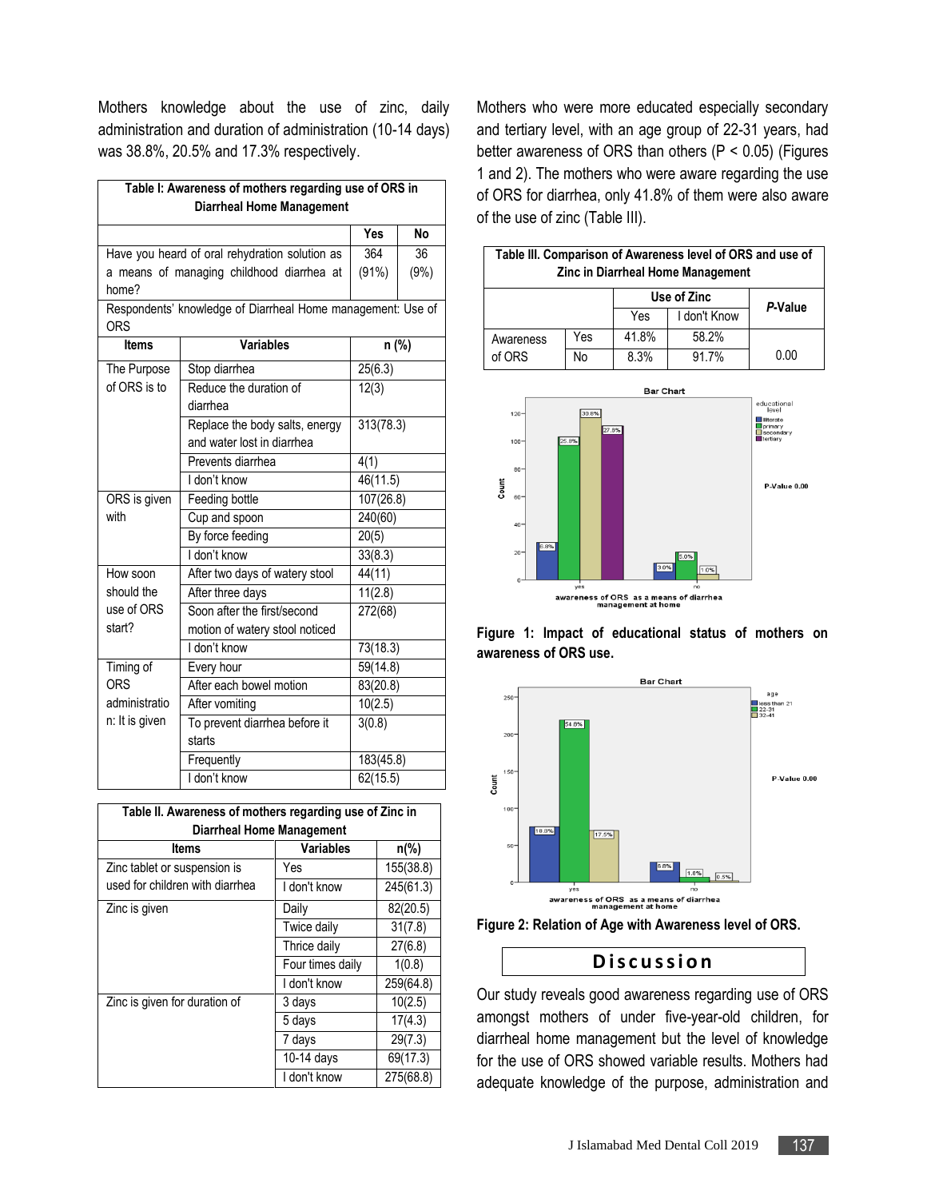Mothers knowledge about the use of zinc, daily administration and duration of administration (10-14 days) was 38.8%, 20.5% and 17.3% respectively.

**Table I: Awareness of mothers regarding use of ORS in Diarrheal Home Management**

| | Yes | No |
|---|---|---|
| Have you heard of oral rehydration solution as a means of managing childhood diarrhea at home? | 364 (91%) | 36 (9%) |

Respondents' knowledge of Diarrheal Home management: Use of ORS

| Items | Variables | n (%) |
|---|---|---|
| The Purpose of ORS is to | Stop diarrhea | 25(6.3) |
| | Reduce the duration of diarrhea | 12(3) |
| | Replace the body salts, energy and water lost in diarrhea | 313(78.3) |
| | Prevents diarrhea | 4(1) |
| | I don't know | 46(11.5) |
| ORS is given with | Feeding bottle | 107(26.8) |
| | Cup and spoon | 240(60) |
| | By force feeding | 20(5) |
| | I don't know | 33(8.3) |
| How soon should the use of ORS start? | After two days of watery stool | 44(11) |
| | After three days | 11(2.8) |
| | Soon after the first/second motion of watery stool noticed | 272(68) |
| | I don't know | 73(18.3) |
| Timing of ORS administration: It is given | Every hour | 59(14.8) |
| | After each bowel motion | 83(20.8) |
| | After vomiting | 10(2.5) |
| | To prevent diarrhea before it starts | 3(0.8) |
| | Frequently | 183(45.8) |
| | I don't know | 62(15.5) |

**Table II. Awareness of mothers regarding use of Zinc in Diarrheal Home Management**

| Items | Variables | n(%) |
|---|---|---|
| Zinc tablet or suspension is used for children with diarrhea | Yes | 155(38.8) |
| | I don't know | 245(61.3) |
| Zinc is given | Daily | 82(20.5) |
| | Twice daily | 31(7.8) |
| | Thrice daily | 27(6.8) |
| | Four times daily | 1(0.8) |
| | I don't know | 259(64.8) |
| Zinc is given for duration of | 3 days | 10(2.5) |
| | 5 days | 17(4.3) |
| | 7 days | 29(7.3) |
| | 10-14 days | 69(17.3) |
| | I don't know | 275(68.8) |

Mothers who were more educated especially secondary and tertiary level, with an age group of 22-31 years, had better awareness of ORS than others ($P < 0.05$) (Figures 1 and 2). The mothers who were aware regarding the use of ORS for diarrhea, only 41.8% of them were also aware of the use of zinc (Table III).

**Table III. Comparison of Awareness level of ORS and use of Zinc in Diarrheal Home Management**

| | | Use of Zinc | | *P*-Value |
|---|---|---|---|---|
| | | Yes | I don't Know | |
| Awareness of ORS | Yes | 41.8% | 58.2% | 0.00 |
| | No | 8.3% | 91.7% | |

**Figure 1: Impact of educational status of mothers on awareness of ORS use.**

**Figure 2: Relation of Age with Awareness level of ORS.**

## Discussion

Our study reveals good awareness regarding use of ORS amongst mothers of under five-year-old children, for diarrheal home management but the level of knowledge for the use of ORS showed variable results. Mothers had adequate knowledge of the purpose, administration and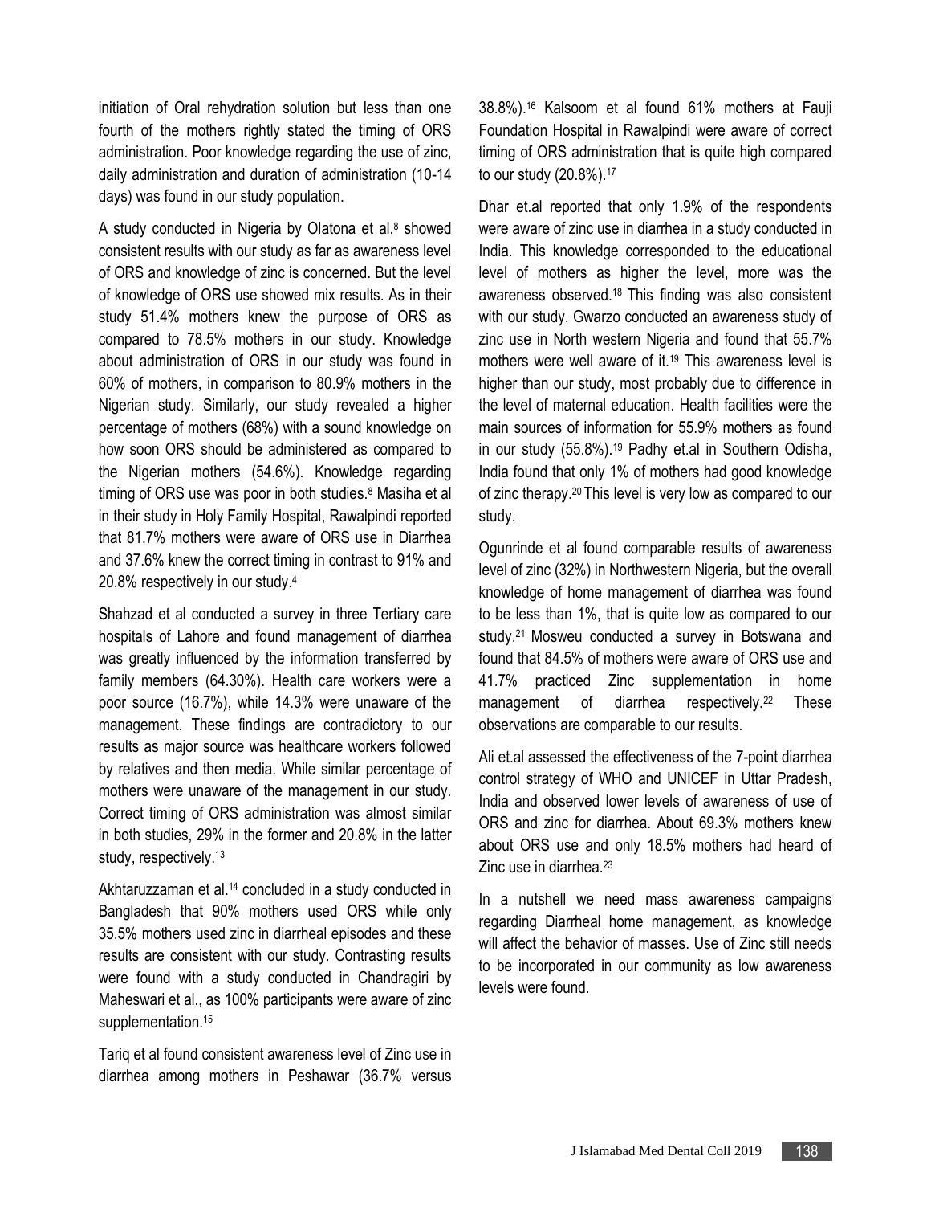initiation of Oral rehydration solution but less than one fourth of the mothers rightly stated the timing of ORS administration. Poor knowledge regarding the use of zinc, daily administration and duration of administration (10-14 days) was found in our study population.

A study conducted in Nigeria by Olatona et al.[8] showed consistent results with our study as far as awareness level of ORS and knowledge of zinc is concerned. But the level of knowledge of ORS use showed mix results. As in their study 51.4% mothers knew the purpose of ORS as compared to 78.5% mothers in our study. Knowledge about administration of ORS in our study was found in 60% of mothers, in comparison to 80.9% mothers in the Nigerian study. Similarly, our study revealed a higher percentage of mothers (68%) with a sound knowledge on how soon ORS should be administered as compared to the Nigerian mothers (54.6%). Knowledge regarding timing of ORS use was poor in both studies.[8] Masiha et al in their study in Holy Family Hospital, Rawalpindi reported that 81.7% mothers were aware of ORS use in Diarrhea and 37.6% knew the correct timing in contrast to 91% and 20.8% respectively in our study.[4]

Shahzad et al conducted a survey in three Tertiary care hospitals of Lahore and found management of diarrhea was greatly influenced by the information transferred by family members (64.30%). Health care workers were a poor source (16.7%), while 14.3% were unaware of the management. These findings are contradictory to our results as major source was healthcare workers followed by relatives and then media. While similar percentage of mothers were unaware of the management in our study. Correct timing of ORS administration was almost similar in both studies, 29% in the former and 20.8% in the latter study, respectively.[13]

Akhtaruzzaman et al.[14] concluded in a study conducted in Bangladesh that 90% mothers used ORS while only 35.5% mothers used zinc in diarrheal episodes and these results are consistent with our study. Contrasting results were found with a study conducted in Chandragiri by Maheswari et al., as 100% participants were aware of zinc supplementation.[15]

Tariq et al found consistent awareness level of Zinc use in diarrhea among mothers in Peshawar (36.7% versus 38.8%).[16] Kalsoom et al found 61% mothers at Fauji Foundation Hospital in Rawalpindi were aware of correct timing of ORS administration that is quite high compared to our study (20.8%).[17]

Dhar et.al reported that only 1.9% of the respondents were aware of zinc use in diarrhea in a study conducted in India. This knowledge corresponded to the educational level of mothers as higher the level, more was the awareness observed.[18] This finding was also consistent with our study. Gwarzo conducted an awareness study of zinc use in North western Nigeria and found that 55.7% mothers were well aware of it.[19] This awareness level is higher than our study, most probably due to difference in the level of maternal education. Health facilities were the main sources of information for 55.9% mothers as found in our study (55.8%).[19] Padhy et.al in Southern Odisha, India found that only 1% of mothers had good knowledge of zinc therapy.[20] This level is very low as compared to our study.

Ogunrinde et al found comparable results of awareness level of zinc (32%) in Northwestern Nigeria, but the overall knowledge of home management of diarrhea was found to be less than 1%, that is quite low as compared to our study.[21] Mosweu conducted a survey in Botswana and found that 84.5% of mothers were aware of ORS use and 41.7% practiced Zinc supplementation in home management of diarrhea respectively.[22] These observations are comparable to our results.

Ali et.al assessed the effectiveness of the 7-point diarrhea control strategy of WHO and UNICEF in Uttar Pradesh, India and observed lower levels of awareness of use of ORS and zinc for diarrhea. About 69.3% mothers knew about ORS use and only 18.5% mothers had heard of Zinc use in diarrhea.[23]

In a nutshell we need mass awareness campaigns regarding Diarrheal home management, as knowledge will affect the behavior of masses. Use of Zinc still needs to be incorporated in our community as low awareness levels were found.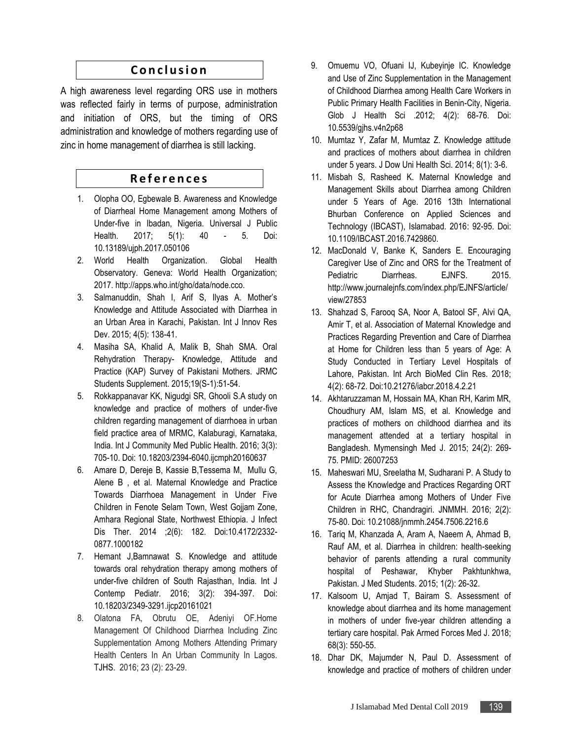## Conclusion

A high awareness level regarding ORS use in mothers was reflected fairly in terms of purpose, administration and initiation of ORS, but the timing of ORS administration and knowledge of mothers regarding use of zinc in home management of diarrhea is still lacking.

## References

1. Olopha OO, Egbewale B. Awareness and Knowledge of Diarrheal Home Management among Mothers of Under-five in Ibadan, Nigeria. Universal J Public Health. 2017; 5(1): 40 - 5. Doi: 10.13189/ujph.2017.050106
2. World Health Organization. Global Health Observatory. Geneva: World Health Organization; 2017. http://apps.who.int/gho/data/node.cco.
3. Salmanuddin, Shah I, Arif S, Ilyas A. Mother's Knowledge and Attitude Associated with Diarrhea in an Urban Area in Karachi, Pakistan. Int J Innov Res Dev. 2015; 4(5): 138-41.
4. Masiha SA, Khalid A, Malik B, Shah SMA. Oral Rehydration Therapy- Knowledge, Attitude and Practice (KAP) Survey of Pakistani Mothers. JRMC Students Supplement. 2015;19(S-1):51-54.
5. Rokkappanavar KK, Nigudgi SR, Ghooli S.A study on knowledge and practice of mothers of under-five children regarding management of diarrhoea in urban field practice area of MRMC, Kalaburagi, Karnataka, India. Int J Community Med Public Health. 2016; 3(3): 705-10. Doi: 10.18203/2394-6040.ijcmph20160637
6. Amare D, Dereje B, Kassie B,Tessema M, Mullu G, Alene B , et al. Maternal Knowledge and Practice Towards Diarrhoea Management in Under Five Children in Fenote Selam Town, West Gojjam Zone, Amhara Regional State, Northwest Ethiopia. J Infect Dis Ther. 2014 ;2(6): 182. Doi:10.4172/2332-0877.1000182
7. Hemant J,Bamnawat S. Knowledge and attitude towards oral rehydration therapy among mothers of under-five children of South Rajasthan, India. Int J Contemp Pediatr. 2016; 3(2): 394-397. Doi: 10.18203/2349-3291.ijcp20161021
8. Olatona FA, Obrutu OE, Adeniyi OF.Home Management Of Childhood Diarrhea Including Zinc Supplementation Among Mothers Attending Primary Health Centers In An Urban Community In Lagos. TJHS. 2016; 23 (2): 23-29.
9. Omuemu VO, Ofuani IJ, Kubeyinje IC. Knowledge and Use of Zinc Supplementation in the Management of Childhood Diarrhea among Health Care Workers in Public Primary Health Facilities in Benin-City, Nigeria. Glob J Health Sci .2012; 4(2): 68-76. Doi: 10.5539/gjhs.v4n2p68
10. Mumtaz Y, Zafar M, Mumtaz Z. Knowledge attitude and practices of mothers about diarrhea in children under 5 years. J Dow Uni Health Sci. 2014; 8(1): 3-6.
11. Misbah S, Rasheed K. Maternal Knowledge and Management Skills about Diarrhea among Children under 5 Years of Age. 2016 13th International Bhurban Conference on Applied Sciences and Technology (IBCAST), Islamabad. 2016: 92-95. Doi: 10.1109/IBCAST.2016.7429860.
12. MacDonald V, Banke K, Sanders E. Encouraging Caregiver Use of Zinc and ORS for the Treatment of Pediatric Diarrheas. EJNFS. 2015. http://www.journalejnfs.com/index.php/EJNFS/article/view/27853
13. Shahzad S, Farooq SA, Noor A, Batool SF, Alvi QA, Amir T, et al. Association of Maternal Knowledge and Practices Regarding Prevention and Care of Diarrhea at Home for Children less than 5 years of Age: A Study Conducted in Tertiary Level Hospitals of Lahore, Pakistan. Int Arch BioMed Clin Res. 2018; 4(2): 68-72. Doi:10.21276/iabcr.2018.4.2.21
14. Akhtaruzzaman M, Hossain MA, Khan RH, Karim MR, Choudhury AM, Islam MS, et al. Knowledge and practices of mothers on childhood diarrhea and its management attended at a tertiary hospital in Bangladesh. Mymensingh Med J. 2015; 24(2): 269-75. PMID: 26007253
15. Maheswari MU, Sreelatha M, Sudharani P. A Study to Assess the Knowledge and Practices Regarding ORT for Acute Diarrhea among Mothers of Under Five Children in RHC, Chandragiri. JNMMH. 2016; 2(2): 75-80. Doi: 10.21088/jnmmh.2454.7506.2216.6
16. Tariq M, Khanzada A, Aram A, Naeem A, Ahmad B, Rauf AM, et al. Diarrhea in children: health-seeking behavior of parents attending a rural community hospital of Peshawar, Khyber Pakhtunkhwa, Pakistan. J Med Students. 2015; 1(2): 26-32.
17. Kalsoom U, Amjad T, Bairam S. Assessment of knowledge about diarrhea and its home management in mothers of under five-year children attending a tertiary care hospital. Pak Armed Forces Med J. 2018; 68(3): 550-55.
18. Dhar DK, Majumder N, Paul D. Assessment of knowledge and practice of mothers of children under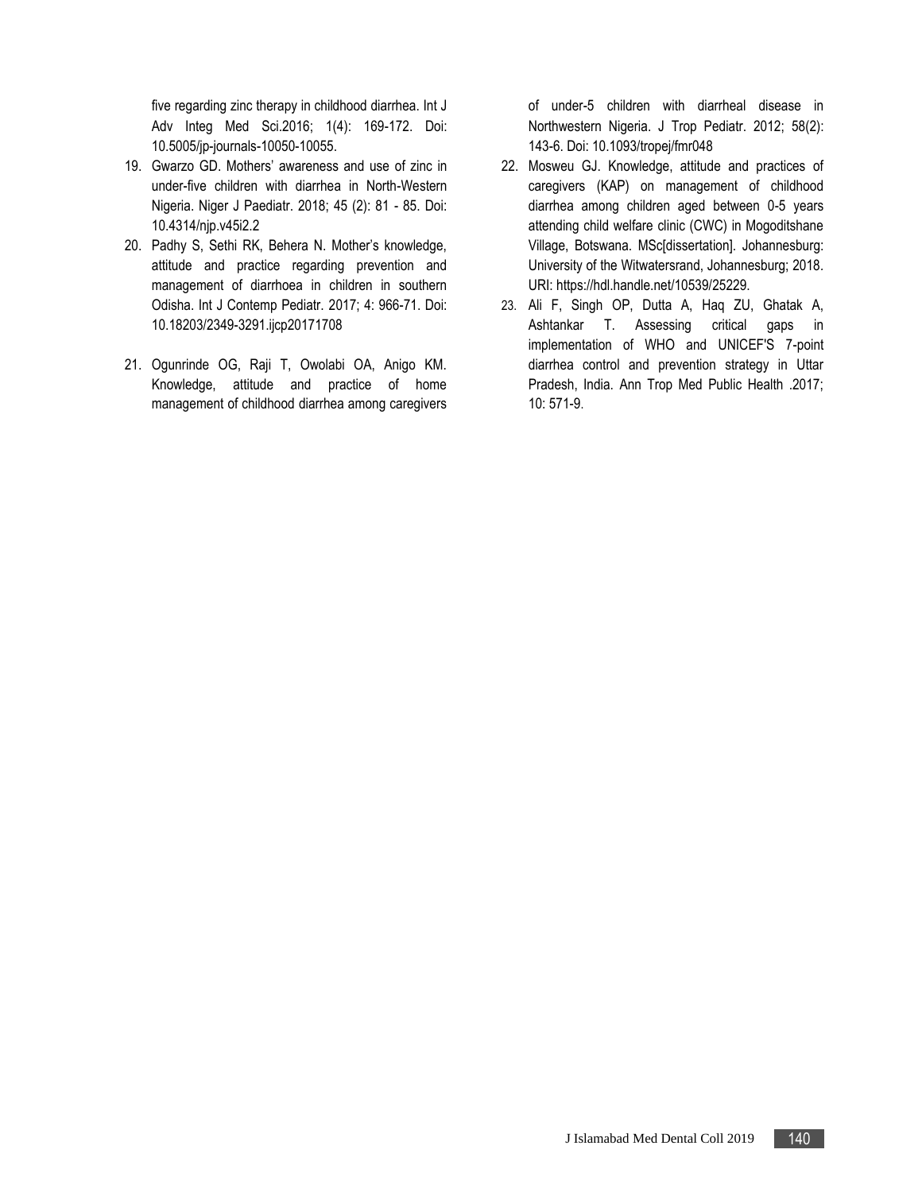five regarding zinc therapy in childhood diarrhea. Int J Adv Integ Med Sci.2016; 1(4): 169-172. Doi: 10.5005/jp-journals-10050-10055.

19. Gwarzo GD. Mothers' awareness and use of zinc in under-five children with diarrhea in North-Western Nigeria. Niger J Paediatr. 2018; 45 (2): 81 - 85. Doi: 10.4314/njp.v45i2.2
20. Padhy S, Sethi RK, Behera N. Mother's knowledge, attitude and practice regarding prevention and management of diarrhoea in children in southern Odisha. Int J Contemp Pediatr. 2017; 4: 966-71. Doi: 10.18203/2349-3291.ijcp20171708
21. Ogunrinde OG, Raji T, Owolabi OA, Anigo KM. Knowledge, attitude and practice of home management of childhood diarrhea among caregivers of under-5 children with diarrheal disease in Northwestern Nigeria. J Trop Pediatr. 2012; 58(2): 143-6. Doi: 10.1093/tropej/fmr048
22. Mosweu GJ. Knowledge, attitude and practices of caregivers (KAP) on management of childhood diarrhea among children aged between 0-5 years attending child welfare clinic (CWC) in Mogoditshane Village, Botswana. MSc[dissertation]. Johannesburg: University of the Witwatersrand, Johannesburg; 2018. URI: https://hdl.handle.net/10539/25229.
23. Ali F, Singh OP, Dutta A, Haq ZU, Ghatak A, Ashtankar T. Assessing critical gaps in implementation of WHO and UNICEF'S 7-point diarrhea control and prevention strategy in Uttar Pradesh, India. Ann Trop Med Public Health .2017; 10: 571-9.